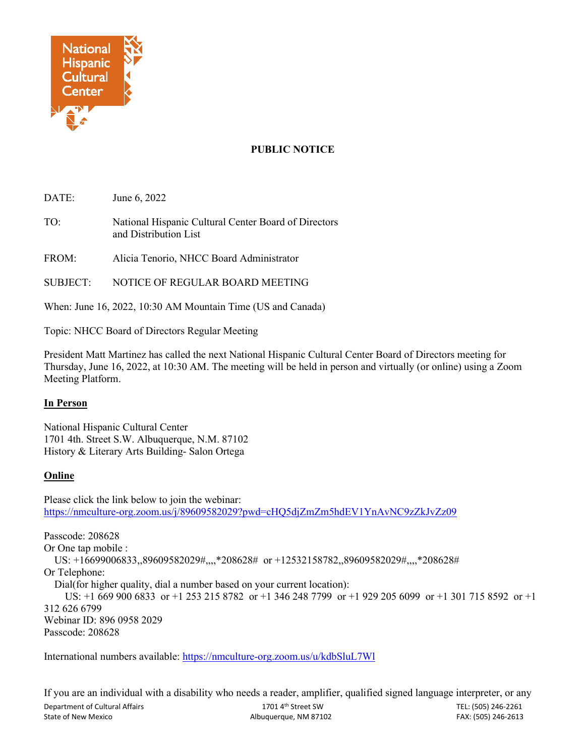National Hispanic Cultural Center

**PUBLIC NOTICE**

DATE: June 6, 2022

TO: National Hispanic Cultural Center Board of Directors and Distribution List

FROM: Alicia Tenorio, NHCC Board Administrator

SUBJECT: NOTICE OF REGULAR BOARD MEETING

When: June 16, 2022, 10:30 AM Mountain Time (US and Canada)

Topic: NHCC Board of Directors Regular Meeting

President Matt Martinez has called the next National Hispanic Cultural Center Board of Directors meeting for Thursday, June 16, 2022, at 10:30 AM. The meeting will be held in person and virtually (or online) using a Zoom Meeting Platform.

**In Person**

National Hispanic Cultural Center
1701 4th. Street S.W. Albuquerque, N.M. 87102
History & Literary Arts Building- Salon Ortega

**Online**

Please click the link below to join the webinar:
https://nmculture-org.zoom.us/j/89609582029?pwd=cHQ5djZmZm5hdEV1YnAvNC9zZkJvZz09

Passcode: 208628
Or One tap mobile :
US: +16699006833,,89609582029#,,,,*208628# or +12532158782,,89609582029#,,,,*208628#
Or Telephone:
Dial(for higher quality, dial a number based on your current location):
US: +1 669 900 6833 or +1 253 215 8782 or +1 346 248 7799 or +1 929 205 6099 or +1 301 715 8592 or +1 312 626 6799
Webinar ID: 896 0958 2029
Passcode: 208628

International numbers available: https://nmculture-org.zoom.us/u/kdbSluL7Wl

If you are an individual with a disability who needs a reader, amplifier, qualified signed language interpreter, or any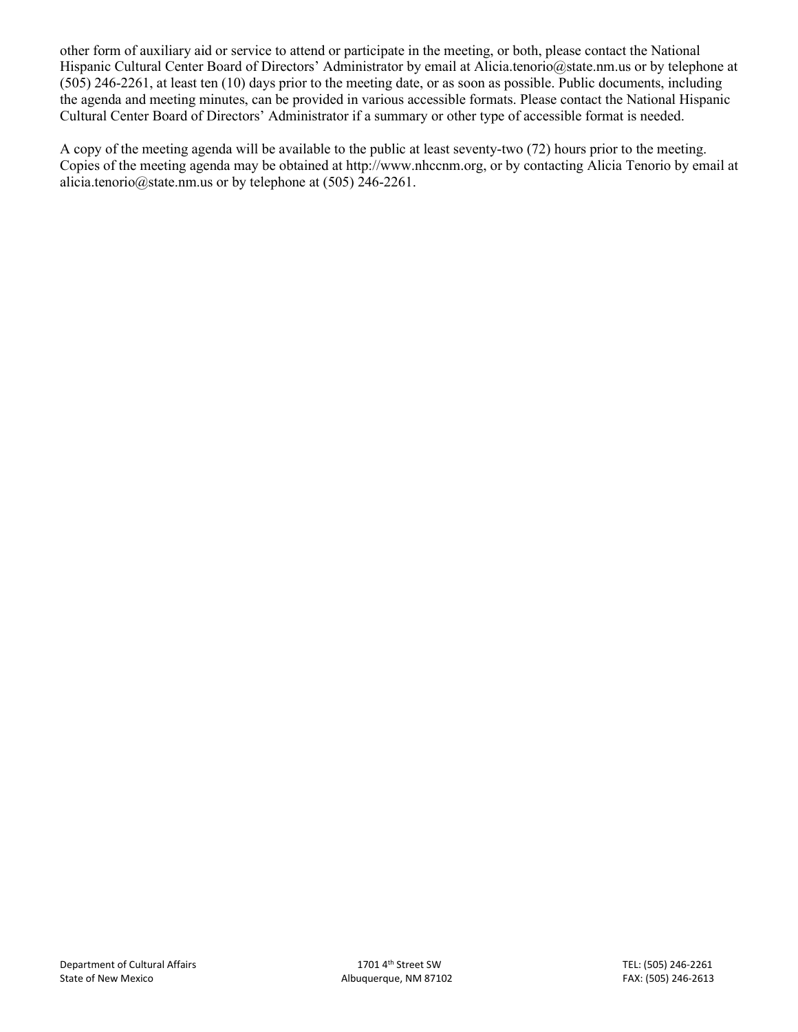other form of auxiliary aid or service to attend or participate in the meeting, or both, please contact the National Hispanic Cultural Center Board of Directors' Administrator by email at Alicia.tenorio@state.nm.us or by telephone at (505) 246-2261, at least ten (10) days prior to the meeting date, or as soon as possible. Public documents, including the agenda and meeting minutes, can be provided in various accessible formats. Please contact the National Hispanic Cultural Center Board of Directors' Administrator if a summary or other type of accessible format is needed.

A copy of the meeting agenda will be available to the public at least seventy-two (72) hours prior to the meeting. Copies of the meeting agenda may be obtained at http://www.nhccnm.org, or by contacting Alicia Tenorio by email at alicia.tenorio@state.nm.us or by telephone at (505) 246-2261.